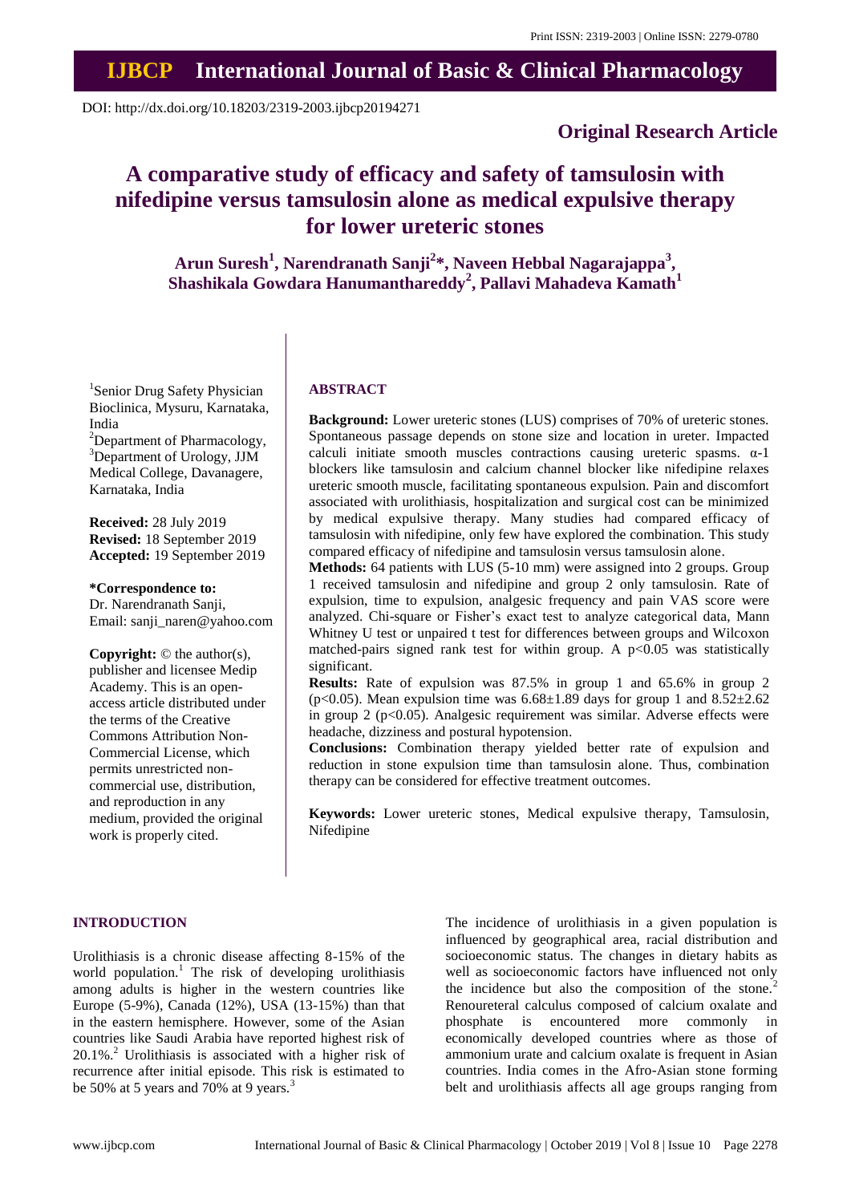Print ISSN: 2319-2003 | Online ISSN: 2279-0780

# IJBCP International Journal of Basic & Clinical Pharmacology

DOI: http://dx.doi.org/10.18203/2319-2003.ijbcp20194271

**Original Research Article**

# A comparative study of efficacy and safety of tamsulosin with nifedipine versus tamsulosin alone as medical expulsive therapy for lower ureteric stones

**Arun Suresh[1], Narendranath Sanji[2]*, Naveen Hebbal Nagarajappa[3], Shashikala Gowdara Hanumanthareddy[2], Pallavi Mahadeva Kamath[1]**

[1]Senior Drug Safety Physician Bioclinica, Mysuru, Karnataka, India
[2]Department of Pharmacology, [3]Department of Urology, JJM Medical College, Davanagere, Karnataka, India

**Received:** 28 July 2019
**Revised:** 18 September 2019
**Accepted:** 19 September 2019

**\*Correspondence to:**
Dr. Narendranath Sanji,
Email: sanji_naren@yahoo.com

**Copyright:** © the author(s), publisher and licensee Medip Academy. This is an open-access article distributed under the terms of the Creative Commons Attribution Non-Commercial License, which permits unrestricted non-commercial use, distribution, and reproduction in any medium, provided the original work is properly cited.

## ABSTRACT

**Background:** Lower ureteric stones (LUS) comprises of 70% of ureteric stones. Spontaneous passage depends on stone size and location in ureter. Impacted calculi initiate smooth muscles contractions causing ureteric spasms. α-1 blockers like tamsulosin and calcium channel blocker like nifedipine relaxes ureteric smooth muscle, facilitating spontaneous expulsion. Pain and discomfort associated with urolithiasis, hospitalization and surgical cost can be minimized by medical expulsive therapy. Many studies had compared efficacy of tamsulosin with nifedipine, only few have explored the combination. This study compared efficacy of nifedipine and tamsulosin versus tamsulosin alone.

**Methods:** 64 patients with LUS (5-10 mm) were assigned into 2 groups. Group 1 received tamsulosin and nifedipine and group 2 only tamsulosin. Rate of expulsion, time to expulsion, analgesic frequency and pain VAS score were analyzed. Chi-square or Fisher's exact test to analyze categorical data, Mann Whitney U test or unpaired t test for differences between groups and Wilcoxon matched-pairs signed rank test for within group. A $p<0.05$ was statistically significant.

**Results:** Rate of expulsion was 87.5% in group 1 and 65.6% in group 2 ($p<0.05$). Mean expulsion time was $6.68\pm1.89$ days for group 1 and $8.52\pm2.62$ in group 2 ($p<0.05$). Analgesic requirement was similar. Adverse effects were headache, dizziness and postural hypotension.

**Conclusions:** Combination therapy yielded better rate of expulsion and reduction in stone expulsion time than tamsulosin alone. Thus, combination therapy can be considered for effective treatment outcomes.

**Keywords:** Lower ureteric stones, Medical expulsive therapy, Tamsulosin, Nifedipine

## INTRODUCTION

Urolithiasis is a chronic disease affecting 8-15% of the world population.[1] The risk of developing urolithiasis among adults is higher in the western countries like Europe (5-9%), Canada (12%), USA (13-15%) than that in the eastern hemisphere. However, some of the Asian countries like Saudi Arabia have reported highest risk of 20.1%.[2] Urolithiasis is associated with a higher risk of recurrence after initial episode. This risk is estimated to be 50% at 5 years and 70% at 9 years.[3]

The incidence of urolithiasis in a given population is influenced by geographical area, racial distribution and socioeconomic status. The changes in dietary habits as well as socioeconomic factors have influenced not only the incidence but also the composition of the stone.[2] Renoureteral calculus composed of calcium oxalate and phosphate is encountered more commonly in economically developed countries where as those of ammonium urate and calcium oxalate is frequent in Asian countries. India comes in the Afro-Asian stone forming belt and urolithiasis affects all age groups ranging from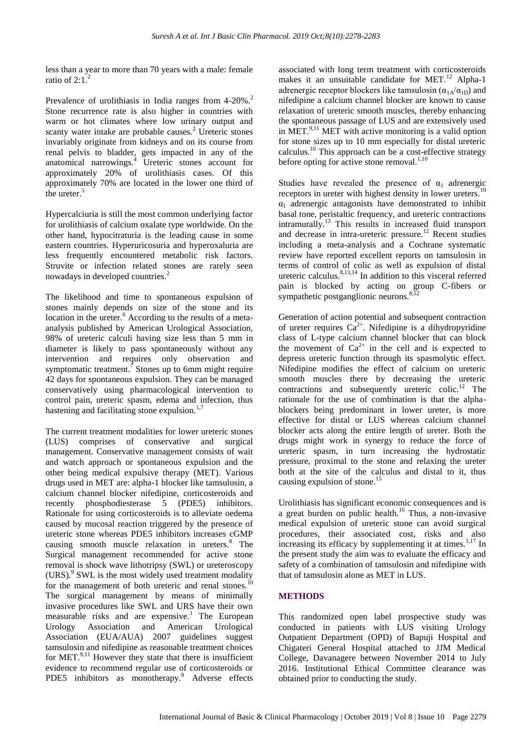less than a year to more than 70 years with a male: female ratio of 2:1.[2]

Prevalence of urolithiasis in India ranges from 4-20%.[2] Stone recurrence rate is also higher in countries with warm or hot climates where low urinary output and scanty water intake are probable causes.[2] Ureteric stones invariably originate from kidneys and on its course from renal pelvis to bladder, gets impacted in any of the anatomical narrowings.[4] Ureteric stones account for approximately 20% of urolithiasis cases. Of this approximately 70% are located in the lower one third of the ureter.[5]

Hypercalciuria is still the most common underlying factor for urolithiasis of calcium oxalate type worldwide. On the other hand, hypocitraturia is the leading cause in some eastern countries. Hyperuricosuria and hyperoxaluria are less frequently encountered metabolic risk factors. Struvite or infection related stones are rarely seen nowadays in developed countries.[2]

The likelihood and time to spontaneous expulsion of stones mainly depends on size of the stone and its location in the ureter.[6] According to the results of a meta-analysis published by American Urological Association, 98% of ureteric calculi having size less than 5 mm in diameter is likely to pass spontaneously without any intervention and requires only observation and symptomatic treatment.[7] Stones up to 6mm might require 42 days for spontaneous expulsion. They can be managed conservatively using pharmacological intervention to control pain, ureteric spasm, edema and infection, thus hastening and facilitating stone expulsion.[1,7]

The current treatment modalities for lower ureteric stones (LUS) comprises of conservative and surgical management. Conservative management consists of wait and watch approach or spontaneous expulsion and the other being medical expulsive therapy (MET). Various drugs used in MET are: alpha-1 blocker like tamsulosin, a calcium channel blocker nifedipine, corticosteroids and recently phosphodiesterase 5 (PDE5) inhibitors. Rationale for using corticosteroids is to alleviate oedema caused by mucosal reaction triggered by the presence of ureteric stone whereas PDE5 inhibitors increases cGMP causing smooth muscle relaxation in ureters.[8] The Surgical management recommended for active stone removal is shock wave lithotripsy (SWL) or ureteroscopy (URS).[9] SWL is the most widely used treatment modality for the management of both ureteric and renal stones.[10] The surgical management by means of minimally invasive procedures like SWL and URS have their own measurable risks and are expensive.[1] The European Urology Association and American Urological Association (EUA/AUA) 2007 guidelines suggest tamsulosin and nifedipine as reasonable treatment choices for MET.[9,11] However they state that there is insufficient evidence to recommend regular use of corticosteroids or PDE5 inhibitors as monotherapy.[8] Adverse effects associated with long term treatment with corticosteroids makes it an unsuitable candidate for MET.[12] Alpha-1 adrenergic receptor blockers like tamsulosin ($\alpha_{1A}/\alpha_{1D}$) and nifedipine a calcium channel blocker are known to cause relaxation of ureteric smooth muscles, thereby enhancing the spontaneous passage of LUS and are extensively used in MET.[9,11] MET with active monitoring is a valid option for stone sizes up to 10 mm especially for distal ureteric calculus.[10] This approach can be a cost-effective strategy before opting for active stone removal.[1,10]

Studies have revealed the presence of $\alpha_1$ adrenergic receptors in ureter with highest density in lower ureters.[10] $\alpha_1$ adrenergic antagonists have demonstrated to inhibit basal tone, peristaltic frequency, and ureteric contractions intramurally.[13] This results in increased fluid transport and decrease in intra-ureteric pressure.[12] Recent studies including a meta-analysis and a Cochrane systematic review have reported excellent reports on tamsulosin in terms of control of colic as well as expulsion of distal ureteric calculus.[8,13,14] In addition to this visceral referred pain is blocked by acting on group C-fibers or sympathetic postganglionic neurons.[8,12]

Generation of action potential and subsequent contraction of ureter requires $Ca^{2+}$. Nifedipine is a dihydropyridine class of L-type calcium channel blocker that can block the movement of $Ca^{2+}$ in the cell and is expected to depress ureteric function through its spasmolytic effect. Nifedipine modifies the effect of calcium on ureteric smooth muscles there by decreasing the ureteric contractions and subsequently ureteric colic.[12] The rationale for the use of combination is that the alpha-blockers being predominant in lower ureter, is more effective for distal or LUS whereas calcium channel blocker acts along the entire length of ureter. Both the drugs might work in synergy to reduce the force of ureteric spasm, in turn increasing the hydrostatic pressure, proximal to the stone and relaxing the ureter both at the site of the calculus and distal to it, thus causing expulsion of stone.[15]

Urolithiasis has significant economic consequences and is a great burden on public health.[16] Thus, a non-invasive medical expulsion of ureteric stone can avoid surgical procedures, their associated cost, risks and also increasing its efficacy by supplementing it at times.[1,17] In the present study the aim was to evaluate the efficacy and safety of a combination of tamsulosin and nifedipine with that of tamsulosin alone as MET in LUS.

## METHODS

This randomized open label prospective study was conducted in patients with LUS visiting Urology Outpatient Department (OPD) of Bapuji Hospital and Chigateri General Hospital attached to JJM Medical College, Davanagere between November 2014 to July 2016. Institutional Ethical Committee clearance was obtained prior to conducting the study.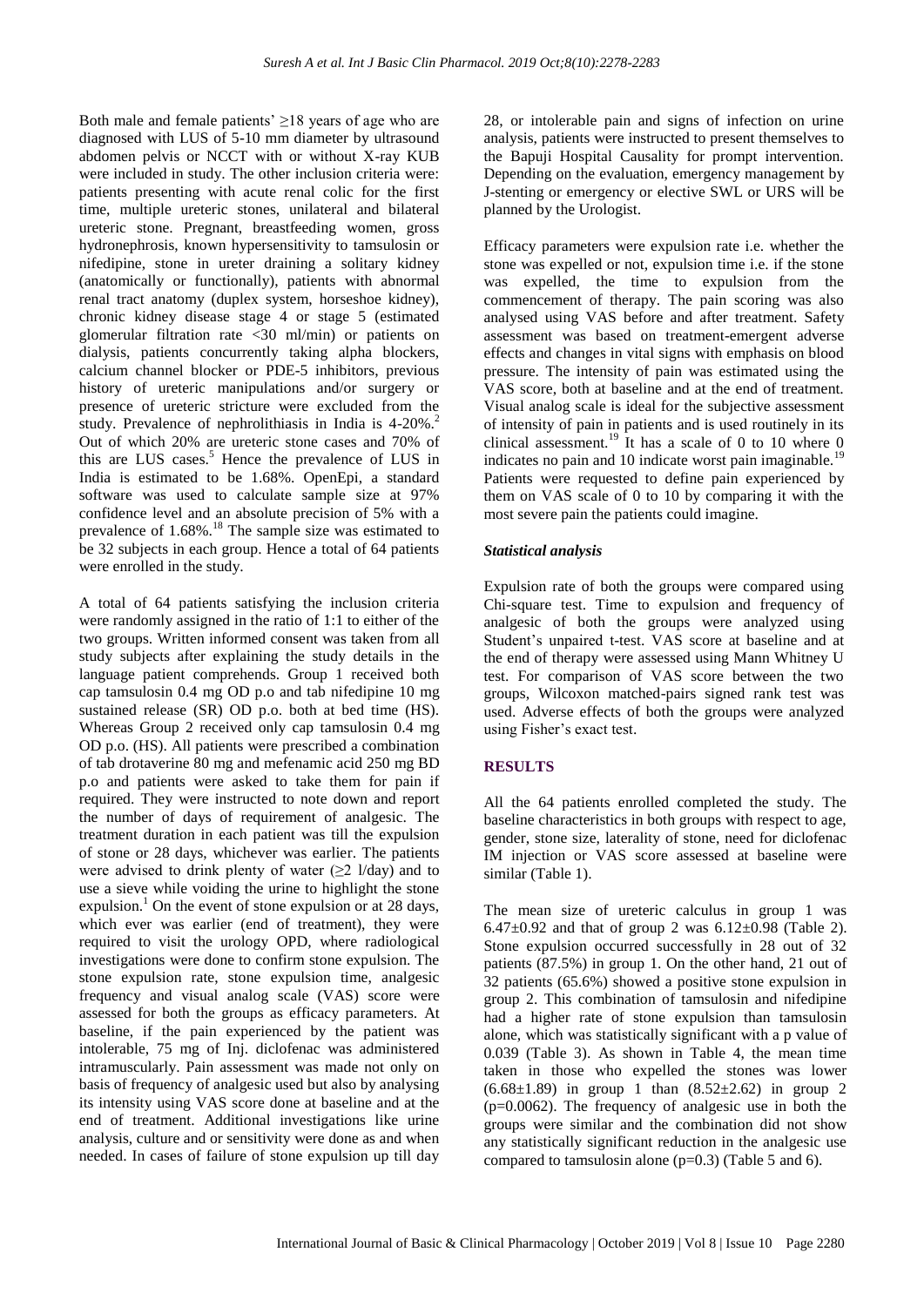Both male and female patients' ≥18 years of age who are diagnosed with LUS of 5-10 mm diameter by ultrasound abdomen pelvis or NCCT with or without X-ray KUB were included in study. The other inclusion criteria were: patients presenting with acute renal colic for the first time, multiple ureteric stones, unilateral and bilateral ureteric stone. Pregnant, breastfeeding women, gross hydronephrosis, known hypersensitivity to tamsulosin or nifedipine, stone in ureter draining a solitary kidney (anatomically or functionally), patients with abnormal renal tract anatomy (duplex system, horseshoe kidney), chronic kidney disease stage 4 or stage 5 (estimated glomerular filtration rate <30 ml/min) or patients on dialysis, patients concurrently taking alpha blockers, calcium channel blocker or PDE-5 inhibitors, previous history of ureteric manipulations and/or surgery or presence of ureteric stricture were excluded from the study. Prevalence of nephrolithiasis in India is 4-20%.[2] Out of which 20% are ureteric stone cases and 70% of this are LUS cases.[5] Hence the prevalence of LUS in India is estimated to be 1.68%. OpenEpi, a standard software was used to calculate sample size at 97% confidence level and an absolute precision of 5% with a prevalence of 1.68%.[18] The sample size was estimated to be 32 subjects in each group. Hence a total of 64 patients were enrolled in the study.

A total of 64 patients satisfying the inclusion criteria were randomly assigned in the ratio of 1:1 to either of the two groups. Written informed consent was taken from all study subjects after explaining the study details in the language patient comprehends. Group 1 received both cap tamsulosin 0.4 mg OD p.o and tab nifedipine 10 mg sustained release (SR) OD p.o. both at bed time (HS). Whereas Group 2 received only cap tamsulosin 0.4 mg OD p.o. (HS). All patients were prescribed a combination of tab drotaverine 80 mg and mefenamic acid 250 mg BD p.o and patients were asked to take them for pain if required. They were instructed to note down and report the number of days of requirement of analgesic. The treatment duration in each patient was till the expulsion of stone or 28 days, whichever was earlier. The patients were advised to drink plenty of water (≥2 l/day) and to use a sieve while voiding the urine to highlight the stone expulsion.[1] On the event of stone expulsion or at 28 days, which ever was earlier (end of treatment), they were required to visit the urology OPD, where radiological investigations were done to confirm stone expulsion. The stone expulsion rate, stone expulsion time, analgesic frequency and visual analog scale (VAS) score were assessed for both the groups as efficacy parameters. At baseline, if the pain experienced by the patient was intolerable, 75 mg of Inj. diclofenac was administered intramuscularly. Pain assessment was made not only on basis of frequency of analgesic used but also by analysing its intensity using VAS score done at baseline and at the end of treatment. Additional investigations like urine analysis, culture and or sensitivity were done as and when needed. In cases of failure of stone expulsion up till day 28, or intolerable pain and signs of infection on urine analysis, patients were instructed to present themselves to the Bapuji Hospital Causality for prompt intervention. Depending on the evaluation, emergency management by J-stenting or emergency or elective SWL or URS will be planned by the Urologist.

Efficacy parameters were expulsion rate i.e. whether the stone was expelled or not, expulsion time i.e. if the stone was expelled, the time to expulsion from the commencement of therapy. The pain scoring was also analysed using VAS before and after treatment. Safety assessment was based on treatment-emergent adverse effects and changes in vital signs with emphasis on blood pressure. The intensity of pain was estimated using the VAS score, both at baseline and at the end of treatment. Visual analog scale is ideal for the subjective assessment of intensity of pain in patients and is used routinely in its clinical assessment.[19] It has a scale of 0 to 10 where 0 indicates no pain and 10 indicate worst pain imaginable.[19] Patients were requested to define pain experienced by them on VAS scale of 0 to 10 by comparing it with the most severe pain the patients could imagine.

### *Statistical analysis*

Expulsion rate of both the groups were compared using Chi-square test. Time to expulsion and frequency of analgesic of both the groups were analyzed using Student's unpaired t-test. VAS score at baseline and at the end of therapy were assessed using Mann Whitney U test. For comparison of VAS score between the two groups, Wilcoxon matched-pairs signed rank test was used. Adverse effects of both the groups were analyzed using Fisher's exact test.

## RESULTS

All the 64 patients enrolled completed the study. The baseline characteristics in both groups with respect to age, gender, stone size, laterality of stone, need for diclofenac IM injection or VAS score assessed at baseline were similar (Table 1).

The mean size of ureteric calculus in group 1 was 6.47±0.92 and that of group 2 was 6.12±0.98 (Table 2). Stone expulsion occurred successfully in 28 out of 32 patients (87.5%) in group 1. On the other hand, 21 out of 32 patients (65.6%) showed a positive stone expulsion in group 2. This combination of tamsulosin and nifedipine had a higher rate of stone expulsion than tamsulosin alone, which was statistically significant with a p value of 0.039 (Table 3). As shown in Table 4, the mean time taken in those who expelled the stones was lower (6.68±1.89) in group 1 than (8.52±2.62) in group 2 (p=0.0062). The frequency of analgesic use in both the groups were similar and the combination did not show any statistically significant reduction in the analgesic use compared to tamsulosin alone (p=0.3) (Table 5 and 6).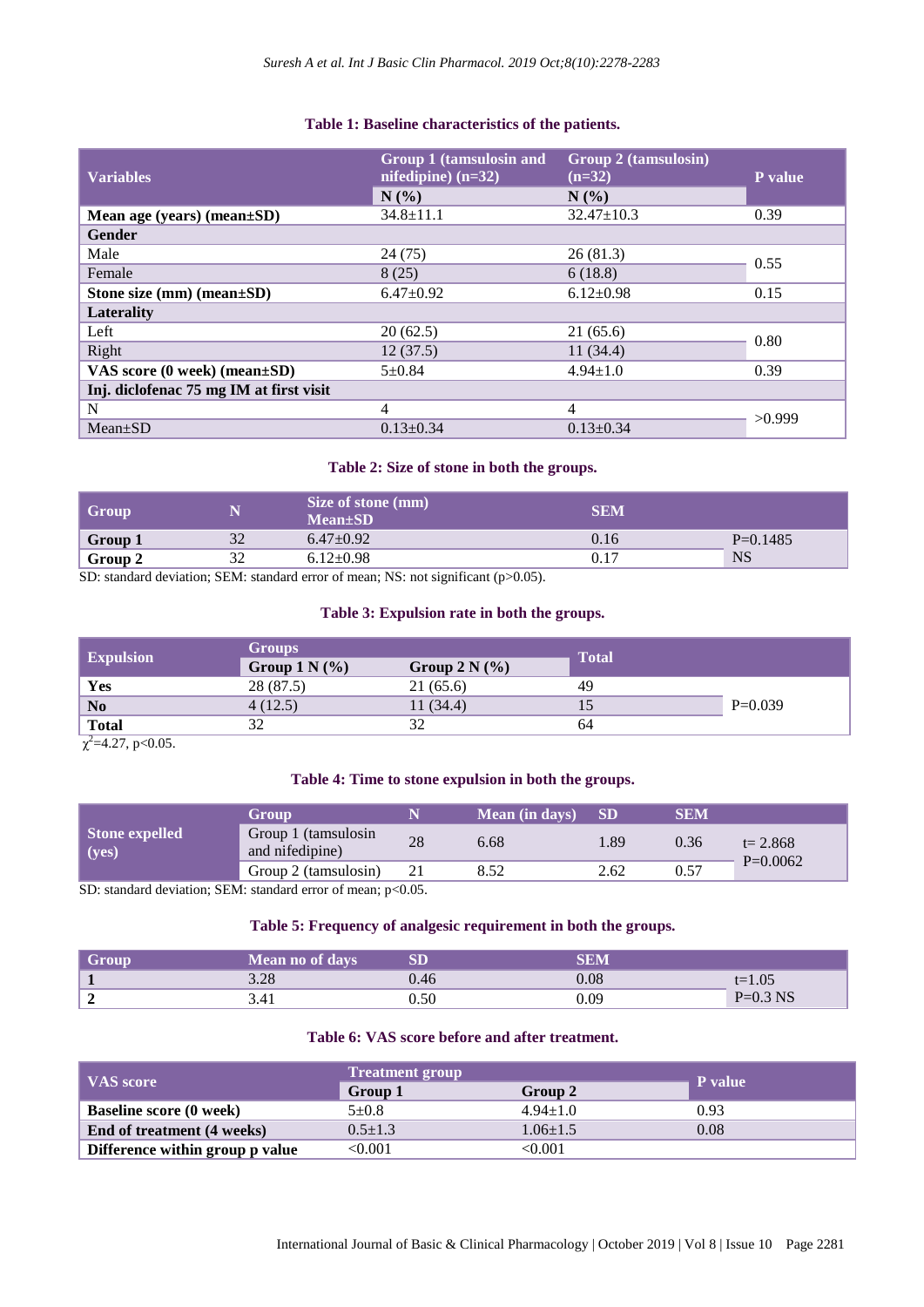**Table 1: Baseline characteristics of the patients.**

| Variables | Group 1 (tamsulosin and nifedipine) (n=32) | Group 2 (tamsulosin) (n=32) | P value |
|---|---|---|---|
| | N (%) | N (%) | |
| **Mean age (years) (mean±SD)** | 34.8±11.1 | 32.47±10.3 | 0.39 |
| **Gender** | | | |
| Male | 24 (75) | 26 (81.3) | 0.55 |
| Female | 8 (25) | 6 (18.8) | |
| **Stone size (mm) (mean±SD)** | 6.47±0.92 | 6.12±0.98 | 0.15 |
| **Laterality** | | | |
| Left | 20 (62.5) | 21 (65.6) | 0.80 |
| Right | 12 (37.5) | 11 (34.4) | |
| **VAS score (0 week) (mean±SD)** | 5±0.84 | 4.94±1.0 | 0.39 |
| **Inj. diclofenac 75 mg IM at first visit** | | | |
| N | 4 | 4 | >0.999 |
| Mean±SD | 0.13±0.34 | 0.13±0.34 | |

**Table 2: Size of stone in both the groups.**

| Group | N | Size of stone (mm) Mean±SD | SEM | |
|---|---|---|---|---|
| **Group 1** | 32 | 6.47±0.92 | 0.16 | P=0.1485 |
| **Group 2** | 32 | 6.12±0.98 | 0.17 | NS |

SD: standard deviation; SEM: standard error of mean; NS: not significant (p>0.05).

**Table 3: Expulsion rate in both the groups.**

| Expulsion | Groups | | Total | |
|---|---|---|---|---|
| | Group 1 N (%) | Group 2 N (%) | | |
| **Yes** | 28 (87.5) | 21 (65.6) | 49 | |
| **No** | 4 (12.5) | 11 (34.4) | 15 | P=0.039 |
| **Total** | 32 | 32 | 64 | |

$\chi^2$=4.27, p<0.05.

**Table 4: Time to stone expulsion in both the groups.**

| | Group | N | Mean (in days) | SD | SEM | |
|---|---|---|---|---|---|---|
| **Stone expelled (yes)** | Group 1 (tamsulosin and nifedipine) | 28 | 6.68 | 1.89 | 0.36 | t= 2.868 |
| | Group 2 (tamsulosin) | 21 | 8.52 | 2.62 | 0.57 | P=0.0062 |

SD: standard deviation; SEM: standard error of mean; p<0.05.

**Table 5: Frequency of analgesic requirement in both the groups.**

| Group | Mean no of days | SD | SEM | |
|---|---|---|---|---|
| **1** | 3.28 | 0.46 | 0.08 | t=1.05 |
| **2** | 3.41 | 0.50 | 0.09 | P=0.3 NS |

**Table 6: VAS score before and after treatment.**

| VAS score | Treatment group | | P value |
|---|---|---|---|
| | Group 1 | Group 2 | |
| **Baseline score (0 week)** | 5±0.8 | 4.94±1.0 | 0.93 |
| **End of treatment (4 weeks)** | 0.5±1.3 | 1.06±1.5 | 0.08 |
| **Difference within group p value** | <0.001 | <0.001 | |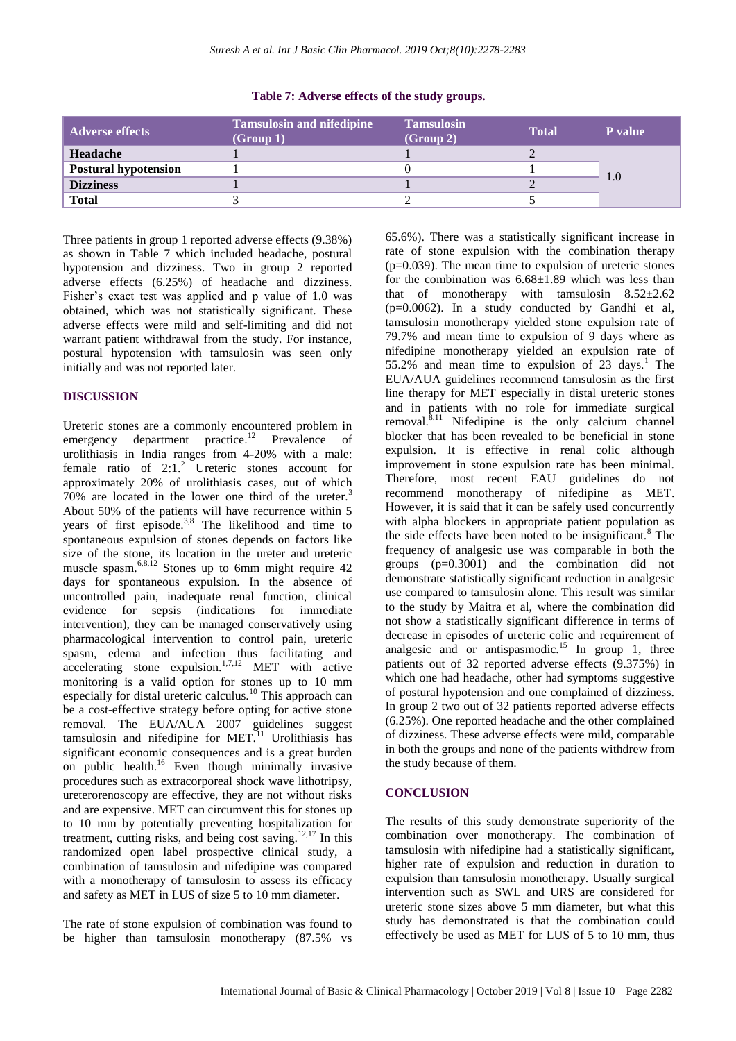**Table 7: Adverse effects of the study groups.**

| Adverse effects | Tamsulosin and nifedipine (Group 1) | Tamsulosin (Group 2) | Total | P value |
|---|---|---|---|---|
| **Headache** | 1 | 1 | 2 | 1.0 |
| **Postural hypotension** | 1 | 0 | 1 | |
| **Dizziness** | 1 | 1 | 2 | |
| **Total** | 3 | 2 | 5 | |

Three patients in group 1 reported adverse effects (9.38%) as shown in Table 7 which included headache, postural hypotension and dizziness. Two in group 2 reported adverse effects (6.25%) of headache and dizziness. Fisher's exact test was applied and p value of 1.0 was obtained, which was not statistically significant. These adverse effects were mild and self-limiting and did not warrant patient withdrawal from the study. For instance, postural hypotension with tamsulosin was seen only initially and was not reported later.

## DISCUSSION

Ureteric stones are a commonly encountered problem in emergency department practice.[12] Prevalence of urolithiasis in India ranges from 4-20% with a male: female ratio of 2:1.[2] Ureteric stones account for approximately 20% of urolithiasis cases, out of which 70% are located in the lower one third of the ureter.[3] About 50% of the patients will have recurrence within 5 years of first episode.[3,8] The likelihood and time to spontaneous expulsion of stones depends on factors like size of the stone, its location in the ureter and ureteric muscle spasm.[6,8,12] Stones up to 6mm might require 42 days for spontaneous expulsion. In the absence of uncontrolled pain, inadequate renal function, clinical evidence for sepsis (indications for immediate intervention), they can be managed conservatively using pharmacological intervention to control pain, ureteric spasm, edema and infection thus facilitating and accelerating stone expulsion.[1,7,12] MET with active monitoring is a valid option for stones up to 10 mm especially for distal ureteric calculus.[10] This approach can be a cost-effective strategy before opting for active stone removal. The EUA/AUA 2007 guidelines suggest tamsulosin and nifedipine for MET.[11] Urolithiasis has significant economic consequences and is a great burden on public health.[16] Even though minimally invasive procedures such as extracorporeal shock wave lithotripsy, ureterorenoscopy are effective, they are not without risks and are expensive. MET can circumvent this for stones up to 10 mm by potentially preventing hospitalization for treatment, cutting risks, and being cost saving.[12,17] In this randomized open label prospective clinical study, a combination of tamsulosin and nifedipine was compared with a monotherapy of tamsulosin to assess its efficacy and safety as MET in LUS of size 5 to 10 mm diameter.

The rate of stone expulsion of combination was found to be higher than tamsulosin monotherapy (87.5% vs 65.6%). There was a statistically significant increase in rate of stone expulsion with the combination therapy (p=0.039). The mean time to expulsion of ureteric stones for the combination was 6.68±1.89 which was less than that of monotherapy with tamsulosin 8.52±2.62 (p=0.0062). In a study conducted by Gandhi et al, tamsulosin monotherapy yielded stone expulsion rate of 79.7% and mean time to expulsion of 9 days where as nifedipine monotherapy yielded an expulsion rate of 55.2% and mean time to expulsion of 23 days.[1] The EUA/AUA guidelines recommend tamsulosin as the first line therapy for MET especially in distal ureteric stones and in patients with no role for immediate surgical removal.[8,11] Nifedipine is the only calcium channel blocker that has been revealed to be beneficial in stone expulsion. It is effective in renal colic although improvement in stone expulsion rate has been minimal. Therefore, most recent EAU guidelines do not recommend monotherapy of nifedipine as MET. However, it is said that it can be safely used concurrently with alpha blockers in appropriate patient population as the side effects have been noted to be insignificant.[8] The frequency of analgesic use was comparable in both the groups (p=0.3001) and the combination did not demonstrate statistically significant reduction in analgesic use compared to tamsulosin alone. This result was similar to the study by Maitra et al, where the combination did not show a statistically significant difference in terms of decrease in episodes of ureteric colic and requirement of analgesic and or antispasmodic.[15] In group 1, three patients out of 32 reported adverse effects (9.375%) in which one had headache, other had symptoms suggestive of postural hypotension and one complained of dizziness. In group 2 two out of 32 patients reported adverse effects (6.25%). One reported headache and the other complained of dizziness. These adverse effects were mild, comparable in both the groups and none of the patients withdrew from the study because of them.

## CONCLUSION

The results of this study demonstrate superiority of the combination over monotherapy. The combination of tamsulosin with nifedipine had a statistically significant, higher rate of expulsion and reduction in duration to expulsion than tamsulosin monotherapy. Usually surgical intervention such as SWL and URS are considered for ureteric stone sizes above 5 mm diameter, but what this study has demonstrated is that the combination could effectively be used as MET for LUS of 5 to 10 mm, thus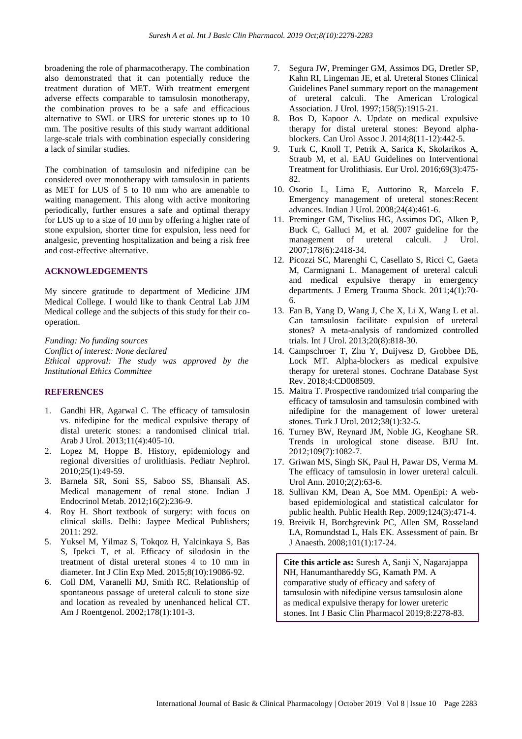broadening the role of pharmacotherapy. The combination also demonstrated that it can potentially reduce the treatment duration of MET. With treatment emergent adverse effects comparable to tamsulosin monotherapy, the combination proves to be a safe and efficacious alternative to SWL or URS for ureteric stones up to 10 mm. The positive results of this study warrant additional large-scale trials with combination especially considering a lack of similar studies.

The combination of tamsulosin and nifedipine can be considered over monotherapy with tamsulosin in patients as MET for LUS of 5 to 10 mm who are amenable to waiting management. This along with active monitoring periodically, further ensures a safe and optimal therapy for LUS up to a size of 10 mm by offering a higher rate of stone expulsion, shorter time for expulsion, less need for analgesic, preventing hospitalization and being a risk free and cost-effective alternative.

## ACKNOWLEDGEMENTS

My sincere gratitude to department of Medicine JJM Medical College. I would like to thank Central Lab JJM Medical college and the subjects of this study for their co-operation.

*Funding: No funding sources*
*Conflict of interest: None declared*
*Ethical approval: The study was approved by the Institutional Ethics Committee*

## REFERENCES

1. Gandhi HR, Agarwal C. The efficacy of tamsulosin vs. nifedipine for the medical expulsive therapy of distal ureteric stones: a randomised clinical trial. Arab J Urol. 2013;11(4):405-10.
2. Lopez M, Hoppe B. History, epidemiology and regional diversities of urolithiasis. Pediatr Nephrol. 2010;25(1):49-59.
3. Barnela SR, Soni SS, Saboo SS, Bhansali AS. Medical management of renal stone. Indian J Endocrinol Metab. 2012;16(2):236-9.
4. Roy H. Short textbook of surgery: with focus on clinical skills. Delhi: Jaypee Medical Publishers; 2011: 292.
5. Yuksel M, Yilmaz S, Tokqoz H, Yalcinkaya S, Bas S, Ipekci T, et al. Efficacy of silodosin in the treatment of distal ureteral stones 4 to 10 mm in diameter. Int J Clin Exp Med. 2015;8(10):19086-92.
6. Coll DM, Varanelli MJ, Smith RC. Relationship of spontaneous passage of ureteral calculi to stone size and location as revealed by unenhanced helical CT. Am J Roentgenol. 2002;178(1):101-3.
7. Segura JW, Preminger GM, Assimos DG, Dretler SP, Kahn RI, Lingeman JE, et al. Ureteral Stones Clinical Guidelines Panel summary report on the management of ureteral calculi. The American Urological Association. J Urol. 1997;158(5):1915-21.
8. Bos D, Kapoor A. Update on medical expulsive therapy for distal ureteral stones: Beyond alpha-blockers. Can Urol Assoc J. 2014;8(11-12):442-5.
9. Turk C, Knoll T, Petrik A, Sarica K, Skolarikos A, Straub M, et al. EAU Guidelines on Interventional Treatment for Urolithiasis. Eur Urol. 2016;69(3):475-82.
10. Osorio L, Lima E, Auttorino R, Marcelo F. Emergency management of ureteral stones:Recent advances. Indian J Urol. 2008;24(4):461-6.
11. Preminger GM, Tiselius HG, Assimos DG, Alken P, Buck C, Galluci M, et al. 2007 guideline for the management of ureteral calculi. J Urol. 2007;178(6):2418-34.
12. Picozzi SC, Marenghi C, Casellato S, Ricci C, Gaeta M, Carmignani L. Management of ureteral calculi and medical expulsive therapy in emergency departments. J Emerg Trauma Shock. 2011;4(1):70-6.
13. Fan B, Yang D, Wang J, Che X, Li X, Wang L et al. Can tamsulosin facilitate expulsion of ureteral stones? A meta-analysis of randomized controlled trials. Int J Urol. 2013;20(8):818-30.
14. Campschroer T, Zhu Y, Duijvesz D, Grobbee DE, Lock MT. Alpha-blockers as medical expulsive therapy for ureteral stones. Cochrane Database Syst Rev. 2018;4:CD008509.
15. Maitra T. Prospective randomized trial comparing the efficacy of tamsulosin and tamsulosin combined with nifedipine for the management of lower ureteral stones. Turk J Urol. 2012;38(1):32-5.
16. Turney BW, Reynard JM, Noble JG, Keoghane SR. Trends in urological stone disease. BJU Int. 2012;109(7):1082-7.
17. Griwan MS, Singh SK, Paul H, Pawar DS, Verma M. The efficacy of tamsulosin in lower ureteral calculi. Urol Ann. 2010;2(2):63-6.
18. Sullivan KM, Dean A, Soe MM. OpenEpi: A web-based epidemiological and statistical calculator for public health. Public Health Rep. 2009;124(3):471-4.
19. Breivik H, Borchgrevink PC, Allen SM, Rosseland LA, Romundstad L, Hals EK. Assessment of pain. Br J Anaesth. 2008;101(1):17-24.

**Cite this article as:** Suresh A, Sanji N, Nagarajappa NH, Hanumanthareddy SG, Kamath PM. A comparative study of efficacy and safety of tamsulosin with nifedipine versus tamsulosin alone as medical expulsive therapy for lower ureteric stones. Int J Basic Clin Pharmacol 2019;8:2278-83.